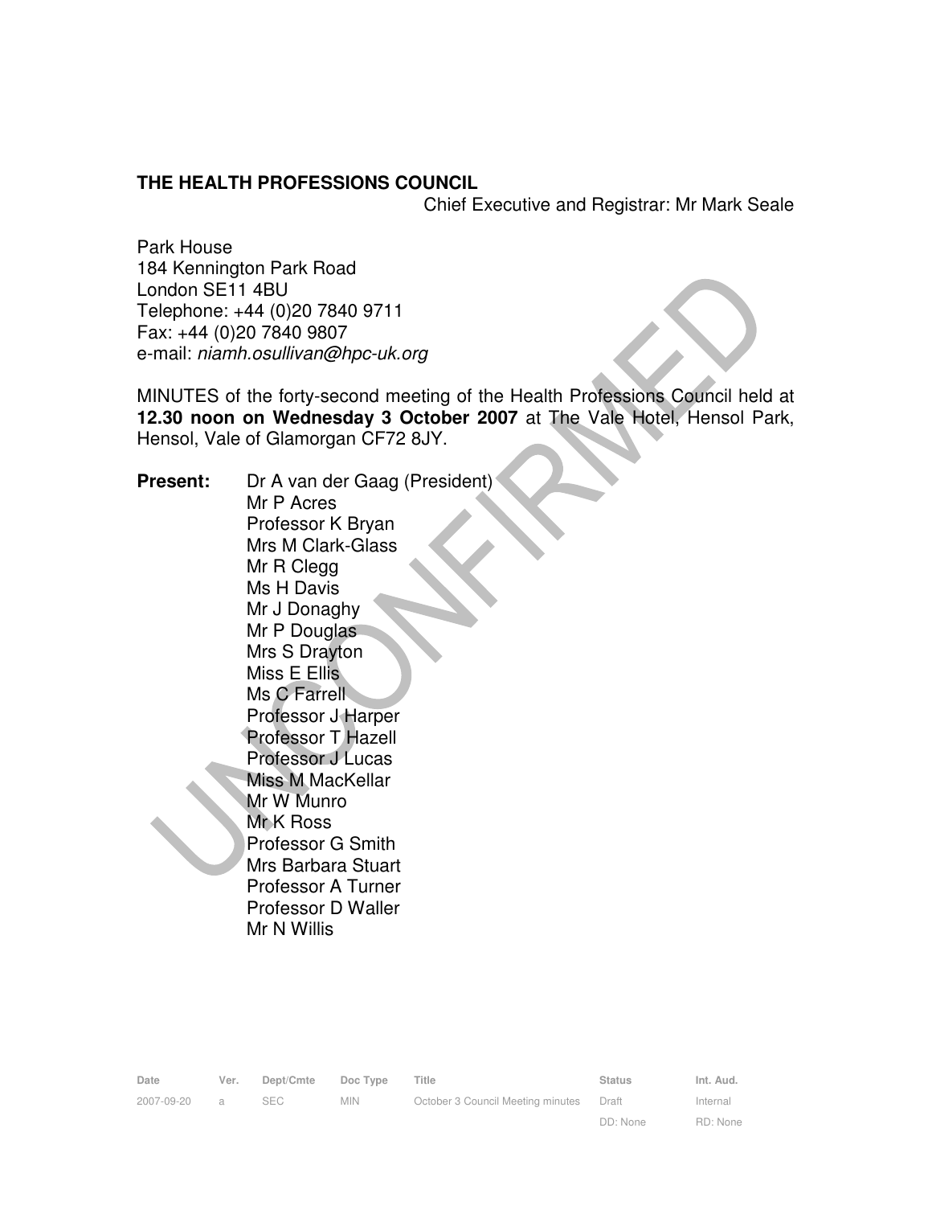**THE HEALTH PROFESSIONS COUNCIL**

Chief Executive and Registrar: Mr Mark Seale

Park House
184 Kennington Park Road
London SE11 4BU
Telephone: +44 (0)20 7840 9711
Fax: +44 (0)20 7840 9807
e-mail: *niamh.osullivan@hpc-uk.org*

MINUTES of the forty-second meeting of the Health Professions Council held at **12.30 noon on Wednesday 3 October 2007** at The Vale Hotel, Hensol Park, Hensol, Vale of Glamorgan CF72 8JY.

**Present:**

Dr A van der Gaag (President)
Mr P Acres
Professor K Bryan
Mrs M Clark-Glass
Mr R Clegg
Ms H Davis
Mr J Donaghy
Mr P Douglas
Mrs S Drayton
Miss E Ellis
Ms C Farrell
Professor J Harper
Professor T Hazell
Professor J Lucas
Miss M MacKellar
Mr W Munro
Mr K Ross
Professor G Smith
Mrs Barbara Stuart
Professor A Turner
Professor D Waller
Mr N Willis

| Date | Ver. | Dept/Cmte | Doc Type | Title | Status | Int. Aud. |
|---|---|---|---|---|---|---|
| 2007-09-20 | a | SEC | MIN | October 3 Council Meeting minutes | Draft | Internal |
| | | | | | DD: None | RD: None |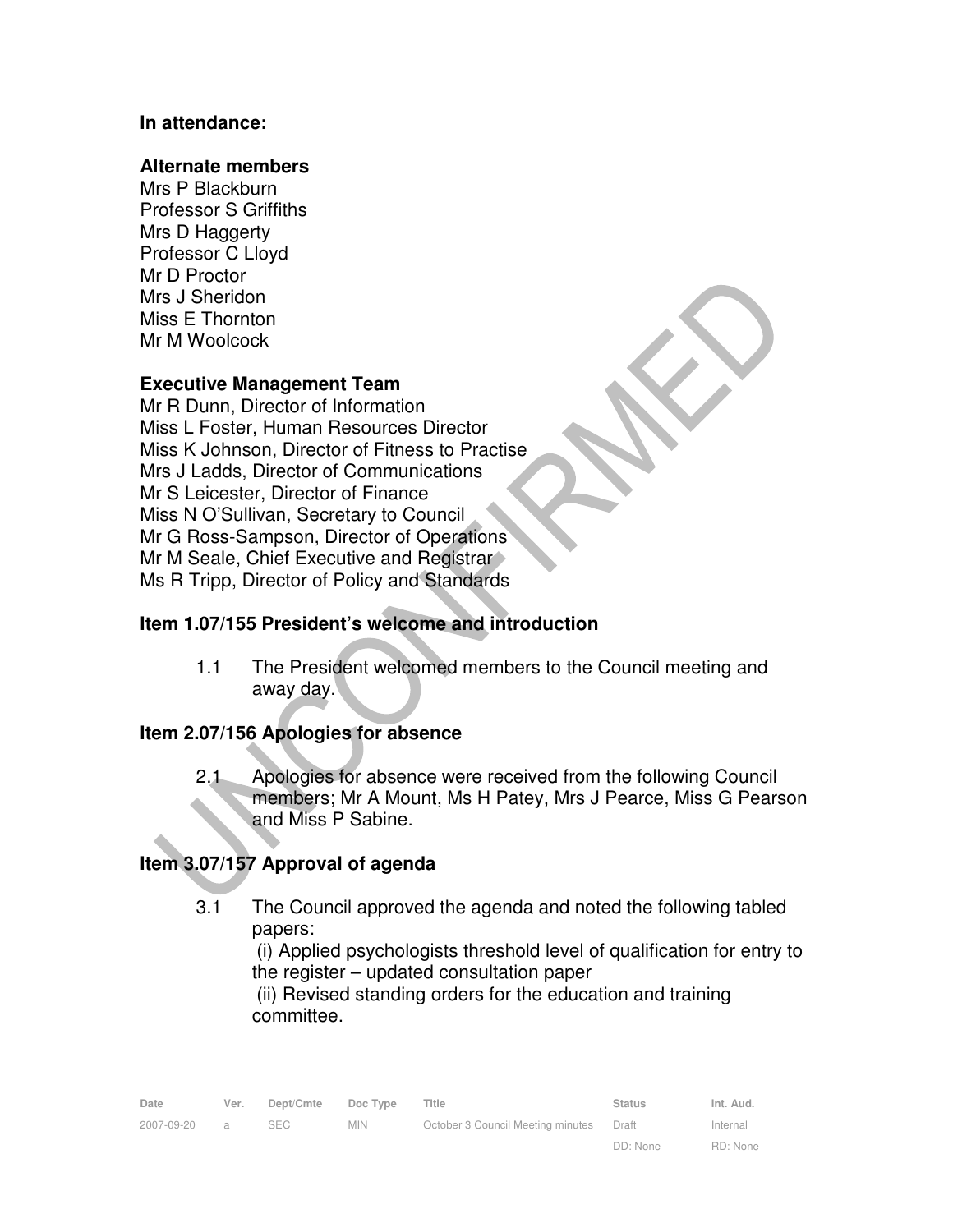**In attendance:**

**Alternate members**
Mrs P Blackburn
Professor S Griffiths
Mrs D Haggerty
Professor C Lloyd
Mr D Proctor
Mrs J Sheridon
Miss E Thornton
Mr M Woolcock

**Executive Management Team**
Mr R Dunn, Director of Information
Miss L Foster, Human Resources Director
Miss K Johnson, Director of Fitness to Practise
Mrs J Ladds, Director of Communications
Mr S Leicester, Director of Finance
Miss N O'Sullivan, Secretary to Council
Mr G Ross-Sampson, Director of Operations
Mr M Seale, Chief Executive and Registrar
Ms R Tripp, Director of Policy and Standards

## Item 1.07/155 President's welcome and introduction

1.1 The President welcomed members to the Council meeting and away day.

## Item 2.07/156 Apologies for absence

2.1 Apologies for absence were received from the following Council members; Mr A Mount, Ms H Patey, Mrs J Pearce, Miss G Pearson and Miss P Sabine.

## Item 3.07/157 Approval of agenda

3.1 The Council approved the agenda and noted the following tabled papers:
(i) Applied psychologists threshold level of qualification for entry to the register – updated consultation paper
(ii) Revised standing orders for the education and training committee.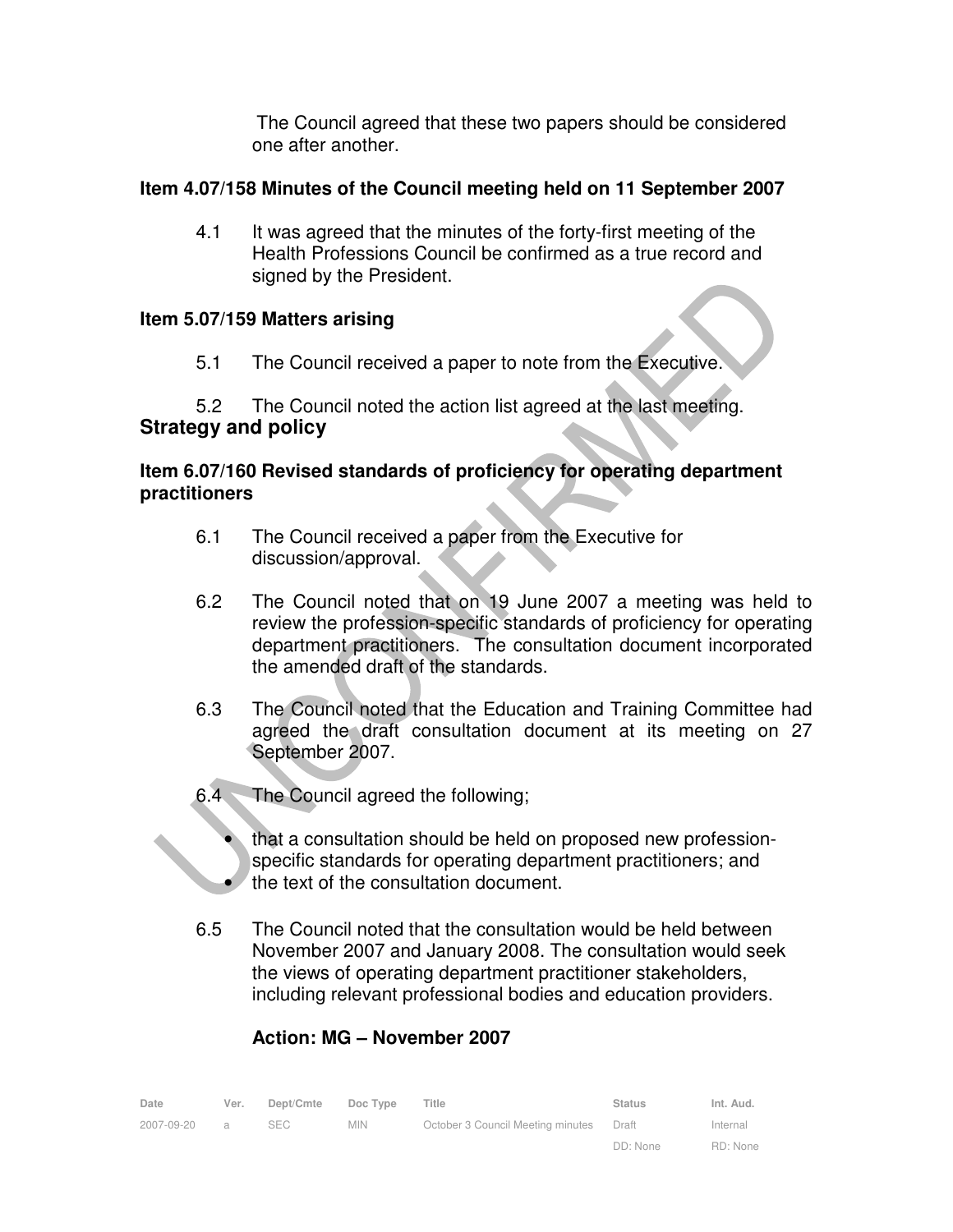The Council agreed that these two papers should be considered one after another.

**Item 4.07/158 Minutes of the Council meeting held on 11 September 2007**

4.1 It was agreed that the minutes of the forty-first meeting of the Health Professions Council be confirmed as a true record and signed by the President.

**Item 5.07/159 Matters arising**

5.1 The Council received a paper to note from the Executive.

5.2 The Council noted the action list agreed at the last meeting.

## Strategy and policy

**Item 6.07/160 Revised standards of proficiency for operating department practitioners**

6.1 The Council received a paper from the Executive for discussion/approval.

6.2 The Council noted that on 19 June 2007 a meeting was held to review the profession-specific standards of proficiency for operating department practitioners. The consultation document incorporated the amended draft of the standards.

6.3 The Council noted that the Education and Training Committee had agreed the draft consultation document at its meeting on 27 September 2007.

6.4 The Council agreed the following;

- that a consultation should be held on proposed new profession-specific standards for operating department practitioners; and
- the text of the consultation document.

6.5 The Council noted that the consultation would be held between November 2007 and January 2008. The consultation would seek the views of operating department practitioner stakeholders, including relevant professional bodies and education providers.

**Action: MG – November 2007**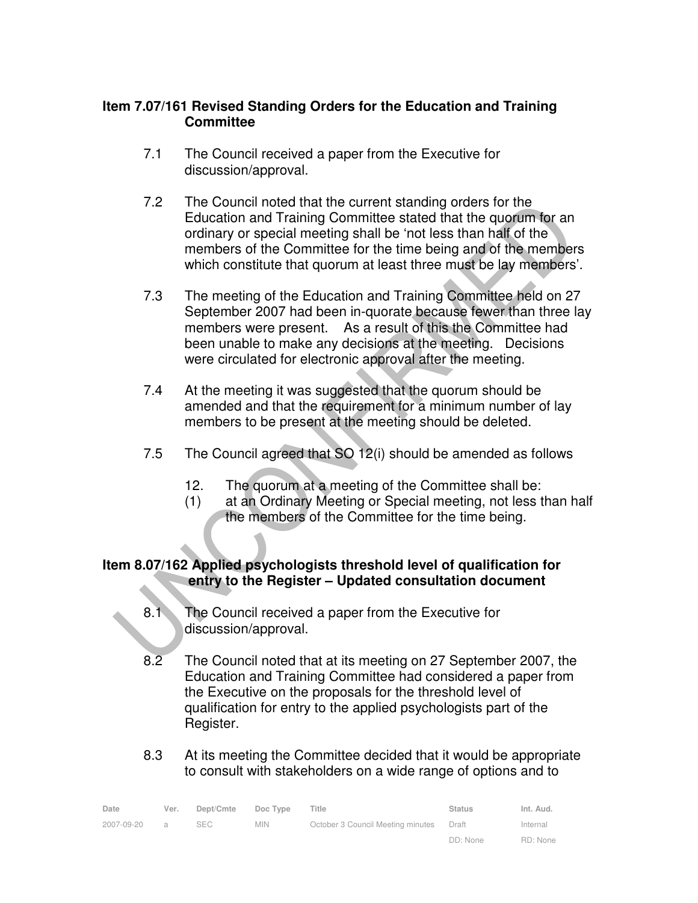**Item 7.07/161 Revised Standing Orders for the Education and Training Committee**

7.1 The Council received a paper from the Executive for discussion/approval.

7.2 The Council noted that the current standing orders for the Education and Training Committee stated that the quorum for an ordinary or special meeting shall be 'not less than half of the members of the Committee for the time being and of the members which constitute that quorum at least three must be lay members'.

7.3 The meeting of the Education and Training Committee held on 27 September 2007 had been in-quorate because fewer than three lay members were present. As a result of this the Committee had been unable to make any decisions at the meeting. Decisions were circulated for electronic approval after the meeting.

7.4 At the meeting it was suggested that the quorum should be amended and that the requirement for a minimum number of lay members to be present at the meeting should be deleted.

7.5 The Council agreed that SO 12(i) should be amended as follows

12. The quorum at a meeting of the Committee shall be:
(1) at an Ordinary Meeting or Special meeting, not less than half the members of the Committee for the time being.

**Item 8.07/162 Applied psychologists threshold level of qualification for entry to the Register – Updated consultation document**

8.1 The Council received a paper from the Executive for discussion/approval.

8.2 The Council noted that at its meeting on 27 September 2007, the Education and Training Committee had considered a paper from the Executive on the proposals for the threshold level of qualification for entry to the applied psychologists part of the Register.

8.3 At its meeting the Committee decided that it would be appropriate to consult with stakeholders on a wide range of options and to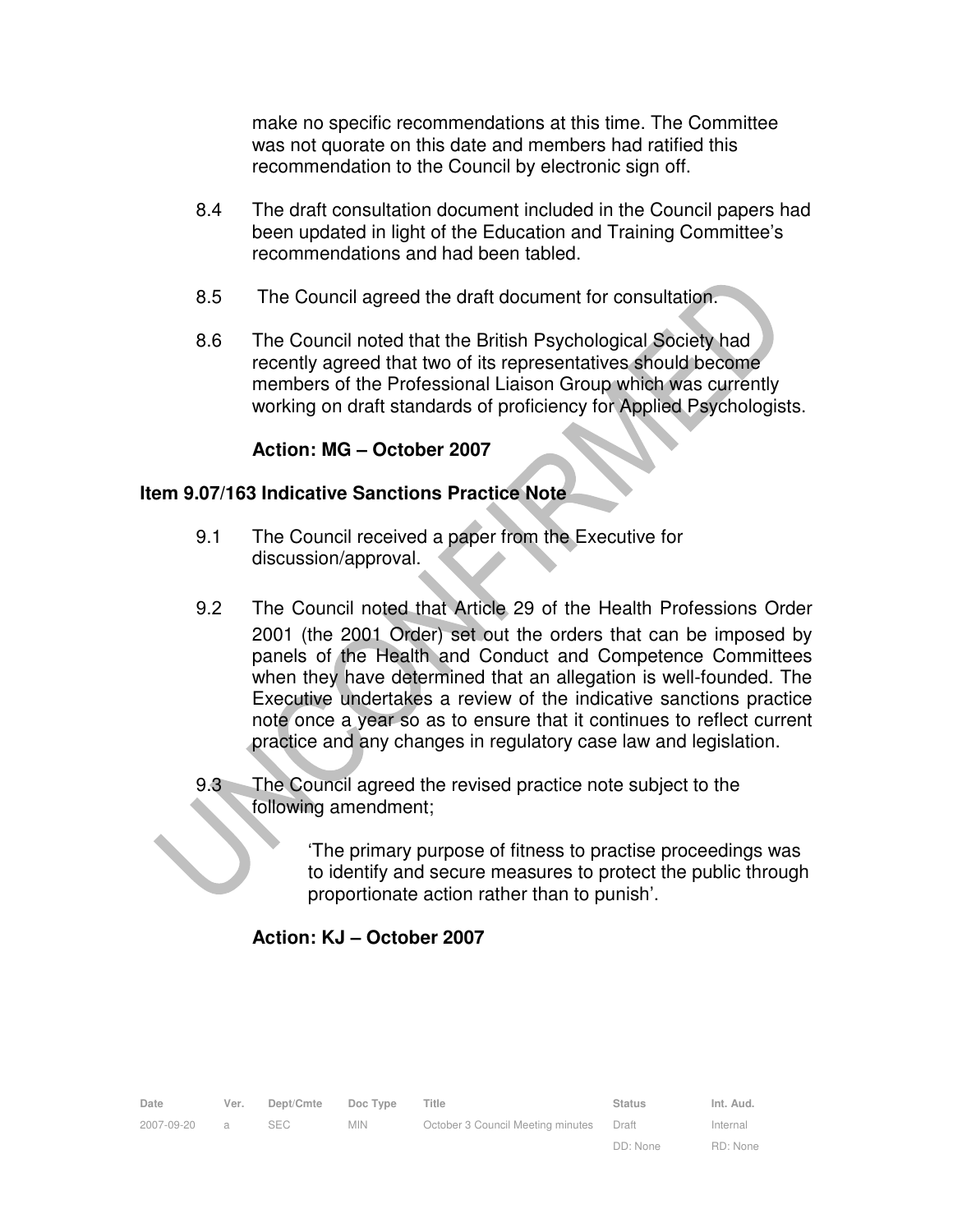make no specific recommendations at this time. The Committee was not quorate on this date and members had ratified this recommendation to the Council by electronic sign off.

8.4 The draft consultation document included in the Council papers had been updated in light of the Education and Training Committee's recommendations and had been tabled.

8.5 The Council agreed the draft document for consultation.

8.6 The Council noted that the British Psychological Society had recently agreed that two of its representatives should become members of the Professional Liaison Group which was currently working on draft standards of proficiency for Applied Psychologists.

**Action: MG – October 2007**

### Item 9.07/163 Indicative Sanctions Practice Note

9.1 The Council received a paper from the Executive for discussion/approval.

9.2 The Council noted that Article 29 of the Health Professions Order 2001 (the 2001 Order) set out the orders that can be imposed by panels of the Health and Conduct and Competence Committees when they have determined that an allegation is well-founded. The Executive undertakes a review of the indicative sanctions practice note once a year so as to ensure that it continues to reflect current practice and any changes in regulatory case law and legislation.

9.3 The Council agreed the revised practice note subject to the following amendment;

> 'The primary purpose of fitness to practise proceedings was to identify and secure measures to protect the public through proportionate action rather than to punish'.

**Action: KJ – October 2007**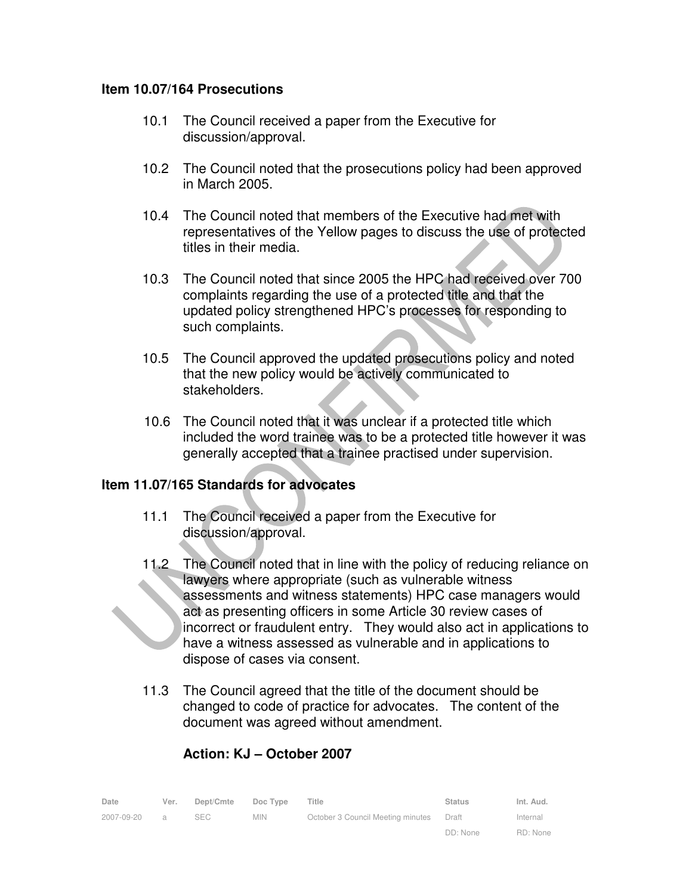**Item 10.07/164 Prosecutions**

10.1 The Council received a paper from the Executive for discussion/approval.

10.2 The Council noted that the prosecutions policy had been approved in March 2005.

10.4 The Council noted that members of the Executive had met with representatives of the Yellow pages to discuss the use of protected titles in their media.

10.3 The Council noted that since 2005 the HPC had received over 700 complaints regarding the use of a protected title and that the updated policy strengthened HPC's processes for responding to such complaints.

10.5 The Council approved the updated prosecutions policy and noted that the new policy would be actively communicated to stakeholders.

10.6 The Council noted that it was unclear if a protected title which included the word trainee was to be a protected title however it was generally accepted that a trainee practised under supervision.

**Item 11.07/165 Standards for advocates**

11.1 The Council received a paper from the Executive for discussion/approval.

11.2 The Council noted that in line with the policy of reducing reliance on lawyers where appropriate (such as vulnerable witness assessments and witness statements) HPC case managers would act as presenting officers in some Article 30 review cases of incorrect or fraudulent entry. They would also act in applications to have a witness assessed as vulnerable and in applications to dispose of cases via consent.

11.3 The Council agreed that the title of the document should be changed to code of practice for advocates. The content of the document was agreed without amendment.

**Action: KJ – October 2007**

| Date | Ver. | Dept/Cmte | Doc Type | Title | Status | Int. Aud. |
|---|---|---|---|---|---|---|
| 2007-09-20 | a | SEC | MIN | October 3 Council Meeting minutes | Draft | Internal |
| | | | | | DD: None | RD: None |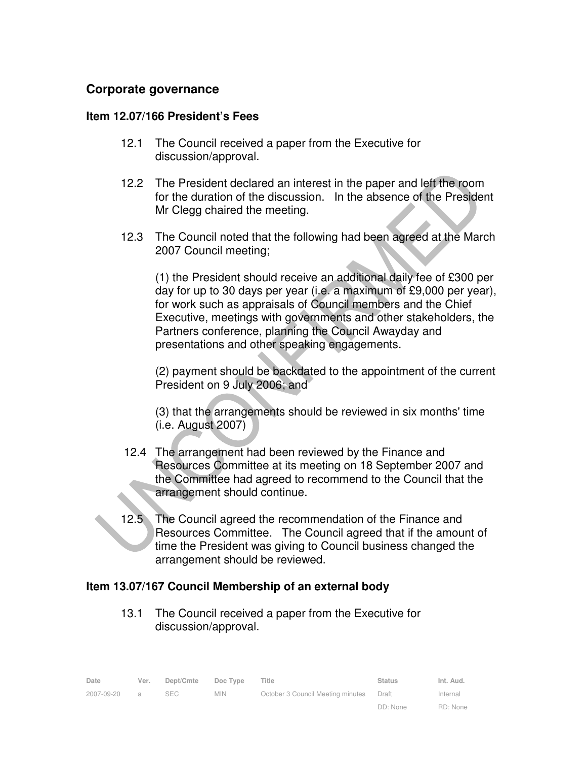## Corporate governance

### Item 12.07/166 President's Fees

12.1 The Council received a paper from the Executive for discussion/approval.

12.2 The President declared an interest in the paper and left the room for the duration of the discussion. In the absence of the President Mr Clegg chaired the meeting.

12.3 The Council noted that the following had been agreed at the March 2007 Council meeting;

(1) the President should receive an additional daily fee of £300 per day for up to 30 days per year (i.e. a maximum of £9,000 per year), for work such as appraisals of Council members and the Chief Executive, meetings with governments and other stakeholders, the Partners conference, planning the Council Awayday and presentations and other speaking engagements.

(2) payment should be backdated to the appointment of the current President on 9 July 2006; and

(3) that the arrangements should be reviewed in six months' time (i.e. August 2007)

12.4 The arrangement had been reviewed by the Finance and Resources Committee at its meeting on 18 September 2007 and the Committee had agreed to recommend to the Council that the arrangement should continue.

12.5 The Council agreed the recommendation of the Finance and Resources Committee. The Council agreed that if the amount of time the President was giving to Council business changed the arrangement should be reviewed.

### Item 13.07/167 Council Membership of an external body

13.1 The Council received a paper from the Executive for discussion/approval.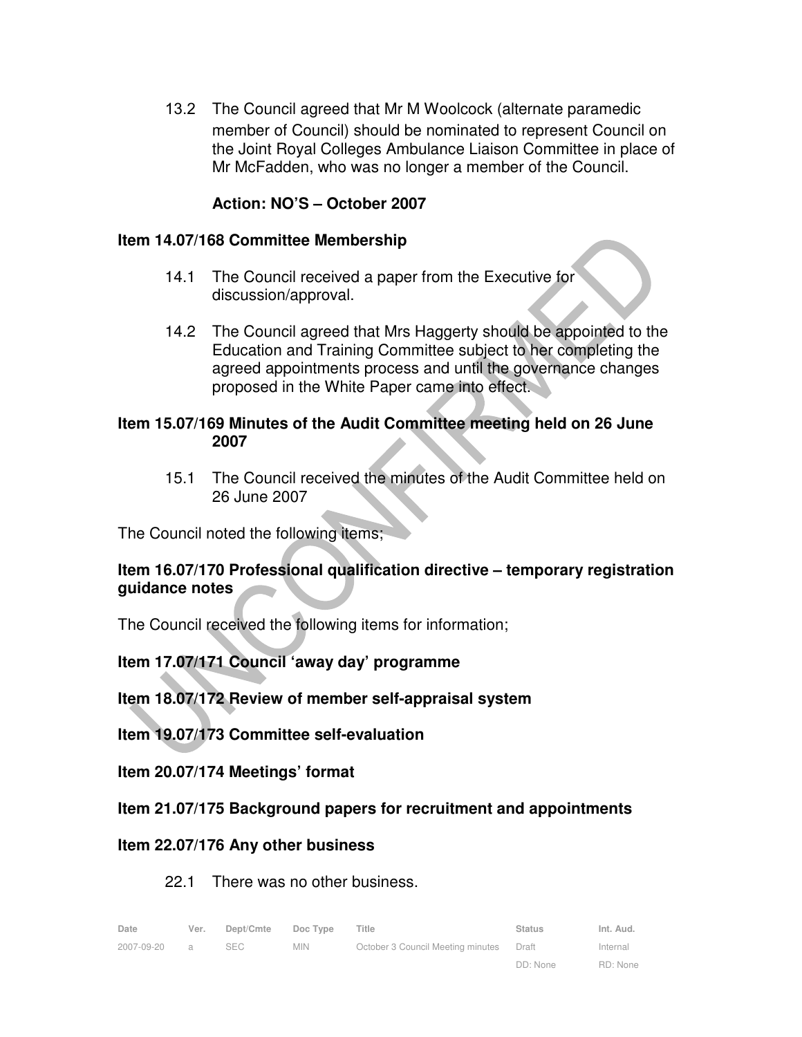13.2 The Council agreed that Mr M Woolcock (alternate paramedic member of Council) should be nominated to represent Council on the Joint Royal Colleges Ambulance Liaison Committee in place of Mr McFadden, who was no longer a member of the Council.

**Action: NO'S – October 2007**

**Item 14.07/168 Committee Membership**

14.1 The Council received a paper from the Executive for discussion/approval.

14.2 The Council agreed that Mrs Haggerty should be appointed to the Education and Training Committee subject to her completing the agreed appointments process and until the governance changes proposed in the White Paper came into effect.

**Item 15.07/169 Minutes of the Audit Committee meeting held on 26 June 2007**

15.1 The Council received the minutes of the Audit Committee held on 26 June 2007

The Council noted the following items;

**Item 16.07/170 Professional qualification directive – temporary registration guidance notes**

The Council received the following items for information;

**Item 17.07/171 Council 'away day' programme**

**Item 18.07/172 Review of member self-appraisal system**

**Item 19.07/173 Committee self-evaluation**

**Item 20.07/174 Meetings' format**

**Item 21.07/175 Background papers for recruitment and appointments**

**Item 22.07/176 Any other business**

22.1 There was no other business.

| Date | Ver. | Dept/Cmte | Doc Type | Title | Status | Int. Aud. |
|---|---|---|---|---|---|---|
| 2007-09-20 | a | SEC | MIN | October 3 Council Meeting minutes | Draft | Internal |
| | | | | | DD: None | RD: None |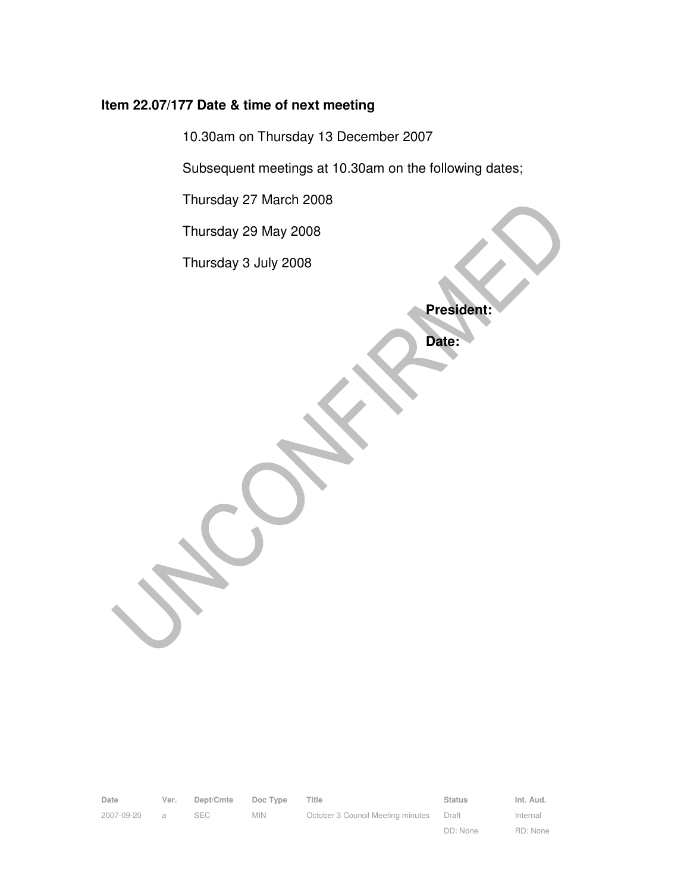**Item 22.07/177 Date & time of next meeting**

10.30am on Thursday 13 December 2007

Subsequent meetings at 10.30am on the following dates;

Thursday 27 March 2008

Thursday 29 May 2008

Thursday 3 July 2008

**President:**

**Date:**

UNCONFIRMED

| Date | Ver. | Dept/Cmte | Doc Type | Title | Status | Int. Aud. |
|---|---|---|---|---|---|---|
| 2007-09-20 | a | SEC | MIN | October 3 Council Meeting minutes | Draft | Internal |
| | | | | | DD: None | RD: None |